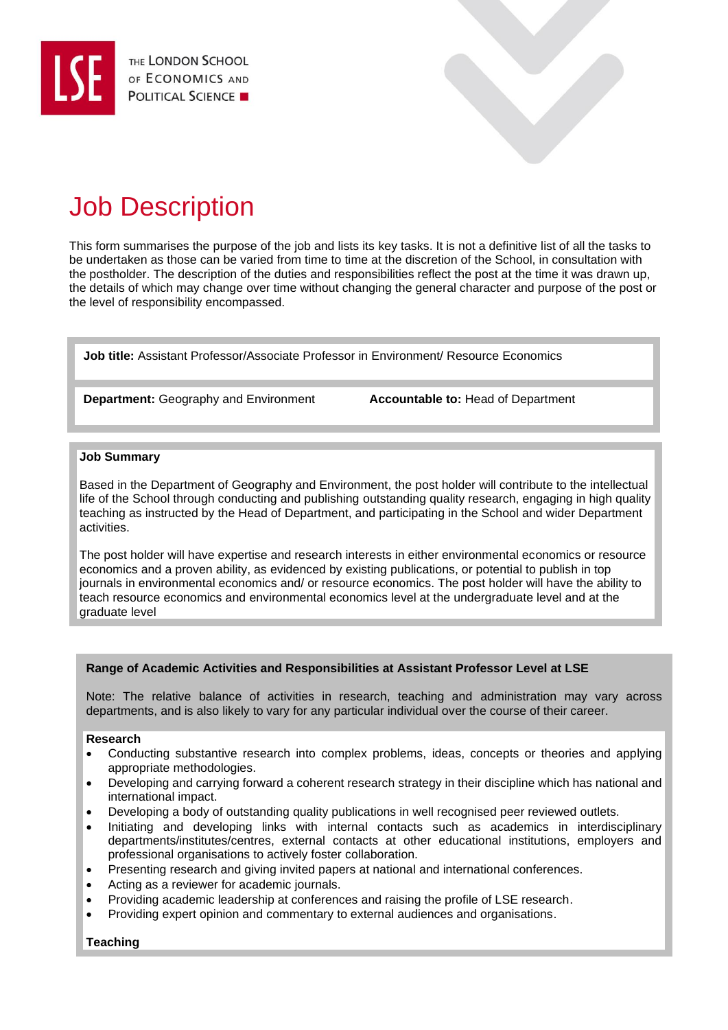# Job Description

This form summarises the purpose of the job and lists its key tasks. It is not a definitive list of all the tasks to be undertaken as those can be varied from time to time at the discretion of the School, in consultation with the postholder. The description of the duties and responsibilities reflect the post at the time it was drawn up, the details of which may change over time without changing the general character and purpose of the post or the level of responsibility encompassed.

**Job title:** Assistant Professor/Associate Professor in Environment/ Resource Economics

**Department:** Geography and Environment

**Accountable to:** Head of Department

**Job Summary**

Based in the Department of Geography and Environment, the post holder will contribute to the intellectual life of the School through conducting and publishing outstanding quality research, engaging in high quality teaching as instructed by the Head of Department, and participating in the School and wider Department activities.

The post holder will have expertise and research interests in either environmental economics or resource economics and a proven ability, as evidenced by existing publications, or potential to publish in top journals in environmental economics and/ or resource economics. The post holder will have the ability to teach resource economics and environmental economics level at the undergraduate level and at the graduate level

**Range of Academic Activities and Responsibilities at Assistant Professor Level at LSE**

Note: The relative balance of activities in research, teaching and administration may vary across departments, and is also likely to vary for any particular individual over the course of their career.

**Research**

- Conducting substantive research into complex problems, ideas, concepts or theories and applying appropriate methodologies.
- Developing and carrying forward a coherent research strategy in their discipline which has national and international impact.
- Developing a body of outstanding quality publications in well recognised peer reviewed outlets.
- Initiating and developing links with internal contacts such as academics in interdisciplinary departments/institutes/centres, external contacts at other educational institutions, employers and professional organisations to actively foster collaboration.
- Presenting research and giving invited papers at national and international conferences.
- Acting as a reviewer for academic journals.
- Providing academic leadership at conferences and raising the profile of LSE research.
- Providing expert opinion and commentary to external audiences and organisations.

**Teaching**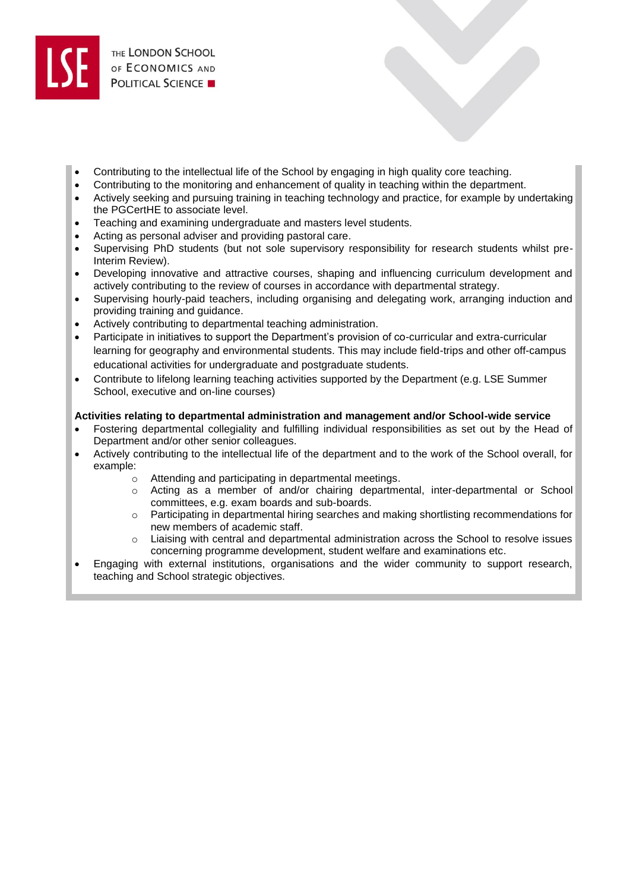- Contributing to the intellectual life of the School by engaging in high quality core teaching.
- Contributing to the monitoring and enhancement of quality in teaching within the department.
- Actively seeking and pursuing training in teaching technology and practice, for example by undertaking the PGCertHE to associate level.
- Teaching and examining undergraduate and masters level students.
- Acting as personal adviser and providing pastoral care.
- Supervising PhD students (but not sole supervisory responsibility for research students whilst pre-Interim Review).
- Developing innovative and attractive courses, shaping and influencing curriculum development and actively contributing to the review of courses in accordance with departmental strategy.
- Supervising hourly-paid teachers, including organising and delegating work, arranging induction and providing training and guidance.
- Actively contributing to departmental teaching administration.
- Participate in initiatives to support the Department's provision of co-curricular and extra-curricular learning for geography and environmental students. This may include field-trips and other off-campus educational activities for undergraduate and postgraduate students.
- Contribute to lifelong learning teaching activities supported by the Department (e.g. LSE Summer School, executive and on-line courses)

**Activities relating to departmental administration and management and/or School-wide service**

- Fostering departmental collegiality and fulfilling individual responsibilities as set out by the Head of Department and/or other senior colleagues.
- Actively contributing to the intellectual life of the department and to the work of the School overall, for example:
  - Attending and participating in departmental meetings.
  - Acting as a member of and/or chairing departmental, inter-departmental or School committees, e.g. exam boards and sub-boards.
  - Participating in departmental hiring searches and making shortlisting recommendations for new members of academic staff.
  - Liaising with central and departmental administration across the School to resolve issues concerning programme development, student welfare and examinations etc.
- Engaging with external institutions, organisations and the wider community to support research, teaching and School strategic objectives.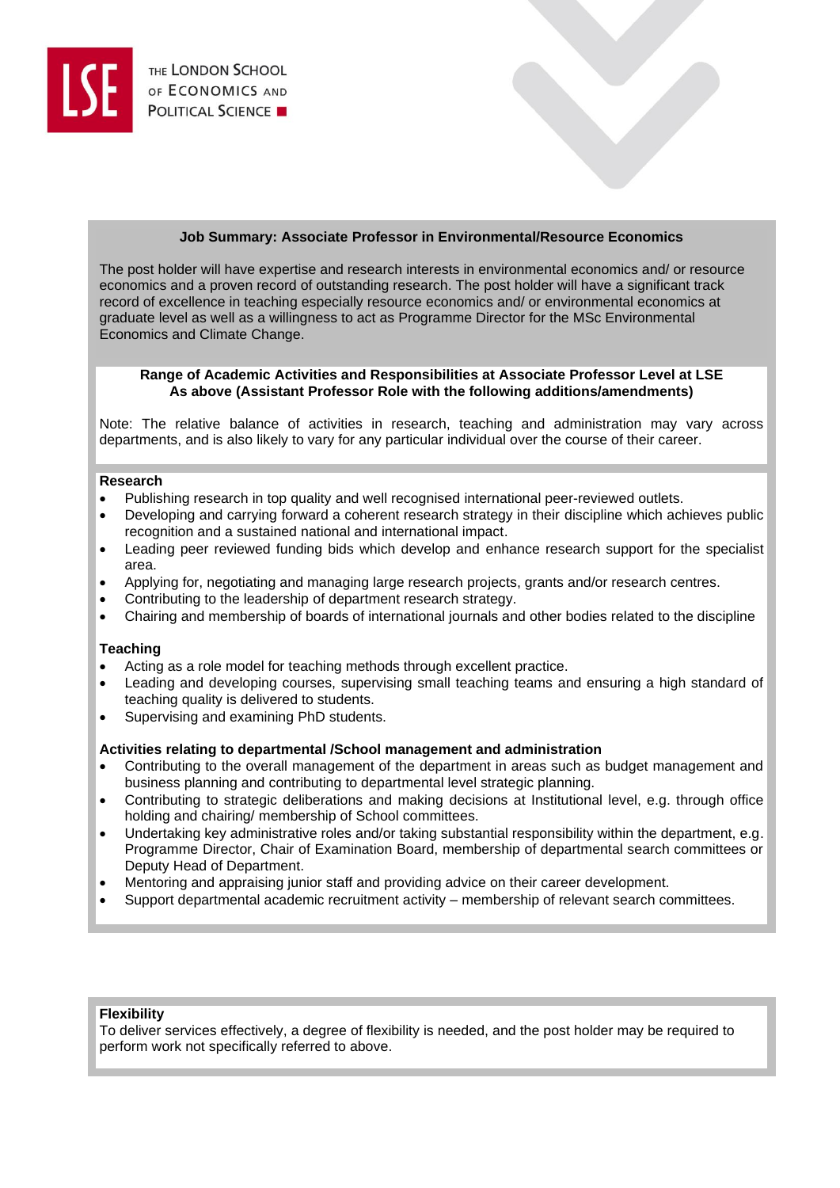### Job Summary: Associate Professor in Environmental/Resource Economics

The post holder will have expertise and research interests in environmental economics and/ or resource economics and a proven record of outstanding research. The post holder will have a significant track record of excellence in teaching especially resource economics and/ or environmental economics at graduate level as well as a willingness to act as Programme Director for the MSc Environmental Economics and Climate Change.

### Range of Academic Activities and Responsibilities at Associate Professor Level at LSE
### As above (Assistant Professor Role with the following additions/amendments)

Note: The relative balance of activities in research, teaching and administration may vary across departments, and is also likely to vary for any particular individual over the course of their career.

**Research**

- Publishing research in top quality and well recognised international peer-reviewed outlets.
- Developing and carrying forward a coherent research strategy in their discipline which achieves public recognition and a sustained national and international impact.
- Leading peer reviewed funding bids which develop and enhance research support for the specialist area.
- Applying for, negotiating and managing large research projects, grants and/or research centres.
- Contributing to the leadership of department research strategy.
- Chairing and membership of boards of international journals and other bodies related to the discipline

**Teaching**

- Acting as a role model for teaching methods through excellent practice.
- Leading and developing courses, supervising small teaching teams and ensuring a high standard of teaching quality is delivered to students.
- Supervising and examining PhD students.

**Activities relating to departmental /School management and administration**

- Contributing to the overall management of the department in areas such as budget management and business planning and contributing to departmental level strategic planning.
- Contributing to strategic deliberations and making decisions at Institutional level, e.g. through office holding and chairing/ membership of School committees.
- Undertaking key administrative roles and/or taking substantial responsibility within the department, e.g. Programme Director, Chair of Examination Board, membership of departmental search committees or Deputy Head of Department.
- Mentoring and appraising junior staff and providing advice on their career development.
- Support departmental academic recruitment activity – membership of relevant search committees.

**Flexibility**

To deliver services effectively, a degree of flexibility is needed, and the post holder may be required to perform work not specifically referred to above.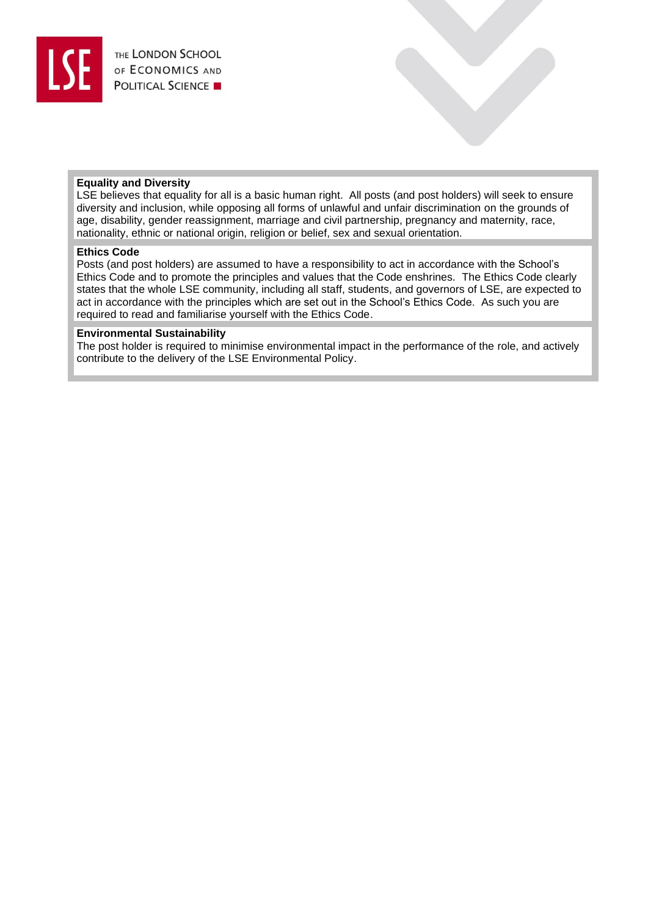**Equality and Diversity**

LSE believes that equality for all is a basic human right. All posts (and post holders) will seek to ensure diversity and inclusion, while opposing all forms of unlawful and unfair discrimination on the grounds of age, disability, gender reassignment, marriage and civil partnership, pregnancy and maternity, race, nationality, ethnic or national origin, religion or belief, sex and sexual orientation.

**Ethics Code**

Posts (and post holders) are assumed to have a responsibility to act in accordance with the School's Ethics Code and to promote the principles and values that the Code enshrines. The Ethics Code clearly states that the whole LSE community, including all staff, students, and governors of LSE, are expected to act in accordance with the principles which are set out in the School's Ethics Code. As such you are required to read and familiarise yourself with the Ethics Code.

**Environmental Sustainability**

The post holder is required to minimise environmental impact in the performance of the role, and actively contribute to the delivery of the LSE Environmental Policy.